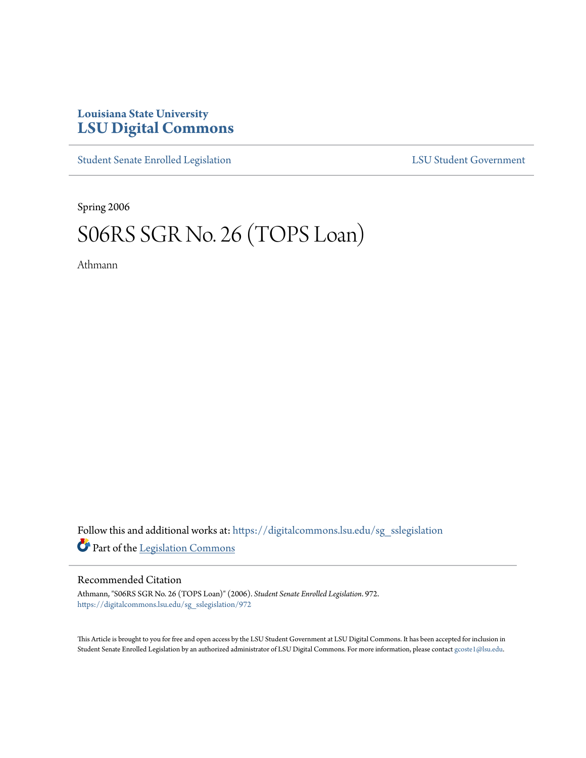Louisiana State University
# LSU Digital Commons

Student Senate Enrolled Legislation | LSU Student Government

Spring 2006

# S06RS SGR No. 26 (TOPS Loan)

Athmann

Follow this and additional works at: https://digitalcommons.lsu.edu/sg_sslegislation

Part of the Legislation Commons

## Recommended Citation

Athmann, "S06RS SGR No. 26 (TOPS Loan)" (2006). *Student Senate Enrolled Legislation*. 972.
https://digitalcommons.lsu.edu/sg_sslegislation/972

This Article is brought to you for free and open access by the LSU Student Government at LSU Digital Commons. It has been accepted for inclusion in Student Senate Enrolled Legislation by an authorized administrator of LSU Digital Commons. For more information, please contact gcoste1@lsu.edu.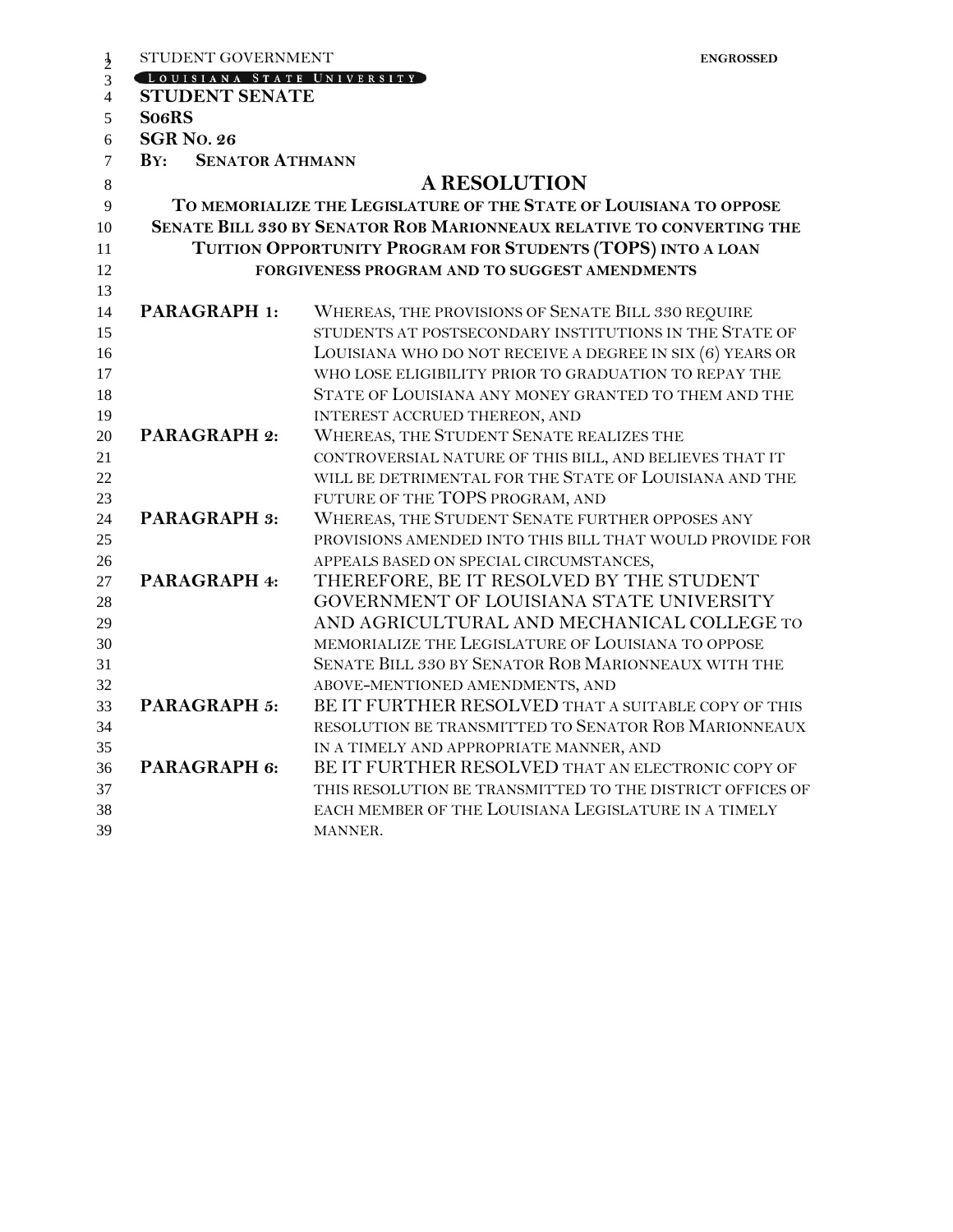STUDENT GOVERNMENT

**ENGROSSED**

LOUISIANA STATE UNIVERSITY

**STUDENT SENATE**

**S06RS**

**SGR NO. 26**

**BY: SENATOR ATHMANN**

# A RESOLUTION

**TO MEMORIALIZE THE LEGISLATURE OF THE STATE OF LOUISIANA TO OPPOSE SENATE BILL 330 BY SENATOR ROB MARIONNEAUX RELATIVE TO CONVERTING THE TUITION OPPORTUNITY PROGRAM FOR STUDENTS (TOPS) INTO A LOAN FORGIVENESS PROGRAM AND TO SUGGEST AMENDMENTS**

**PARAGRAPH 1:** WHEREAS, THE PROVISIONS OF SENATE BILL 330 REQUIRE STUDENTS AT POSTSECONDARY INSTITUTIONS IN THE STATE OF LOUISIANA WHO DO NOT RECEIVE A DEGREE IN SIX (6) YEARS OR WHO LOSE ELIGIBILITY PRIOR TO GRADUATION TO REPAY THE STATE OF LOUISIANA ANY MONEY GRANTED TO THEM AND THE INTEREST ACCRUED THEREON, AND

**PARAGRAPH 2:** WHEREAS, THE STUDENT SENATE REALIZES THE CONTROVERSIAL NATURE OF THIS BILL, AND BELIEVES THAT IT WILL BE DETRIMENTAL FOR THE STATE OF LOUISIANA AND THE FUTURE OF THE TOPS PROGRAM, AND

**PARAGRAPH 3:** WHEREAS, THE STUDENT SENATE FURTHER OPPOSES ANY PROVISIONS AMENDED INTO THIS BILL THAT WOULD PROVIDE FOR APPEALS BASED ON SPECIAL CIRCUMSTANCES,

**PARAGRAPH 4:** THEREFORE, BE IT RESOLVED BY THE STUDENT GOVERNMENT OF LOUISIANA STATE UNIVERSITY AND AGRICULTURAL AND MECHANICAL COLLEGE TO MEMORIALIZE THE LEGISLATURE OF LOUISIANA TO OPPOSE SENATE BILL 330 BY SENATOR ROB MARIONNEAUX WITH THE ABOVE-MENTIONED AMENDMENTS, AND

**PARAGRAPH 5:** BE IT FURTHER RESOLVED THAT A SUITABLE COPY OF THIS RESOLUTION BE TRANSMITTED TO SENATOR ROB MARIONNEAUX IN A TIMELY AND APPROPRIATE MANNER, AND

**PARAGRAPH 6:** BE IT FURTHER RESOLVED THAT AN ELECTRONIC COPY OF THIS RESOLUTION BE TRANSMITTED TO THE DISTRICT OFFICES OF EACH MEMBER OF THE LOUISIANA LEGISLATURE IN A TIMELY MANNER.